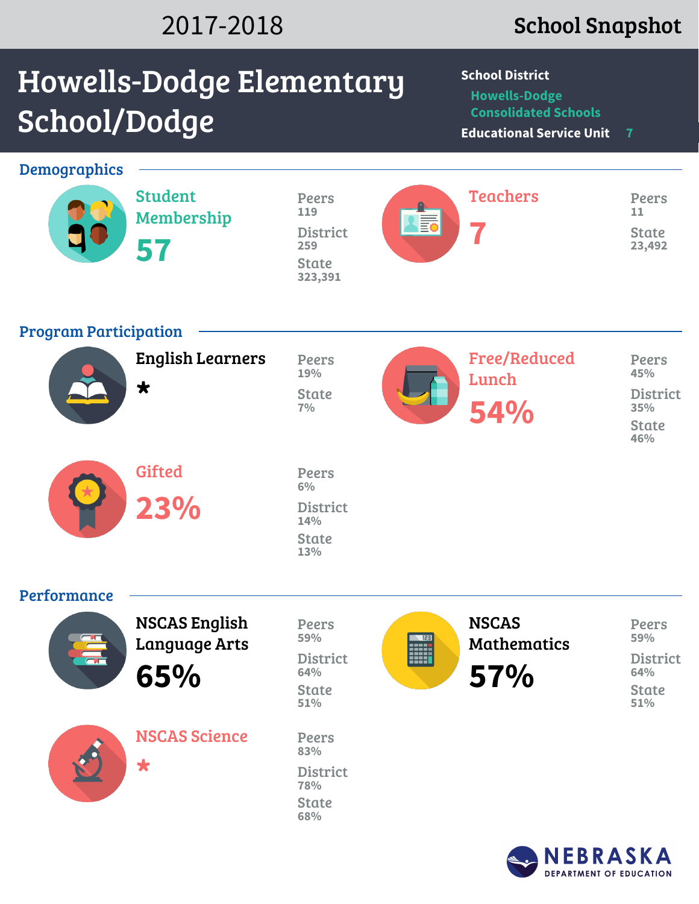2017-2018 **School Snapshot**

# Howells-Dodge Elementary School/Dodge

**School District** Howells-Dodge Consolidated Schools

**Educational Service Unit** 7

## Demographics

### Student Membership

**57**

Peers 119

District 259

State 323,391

### Teachers

**7**

Peers 11

State 23,492

## Program Participation

### English Learners

**\***

Peers 19%

State 7%

### Free/Reduced Lunch

**54%**

Peers 45%

District 35%

State 46%

### Gifted

**23%**

Peers 6%

District 14%

State 13%

## Performance

### NSCAS English Language Arts

**65%**

Peers 59%

District 64%

State 51%

### NSCAS Mathematics

**57%**

Peers 59%

District 64%

State 51%

### NSCAS Science

**\***

Peers 83%

District 78%

State 68%

NEBRASKA DEPARTMENT OF EDUCATION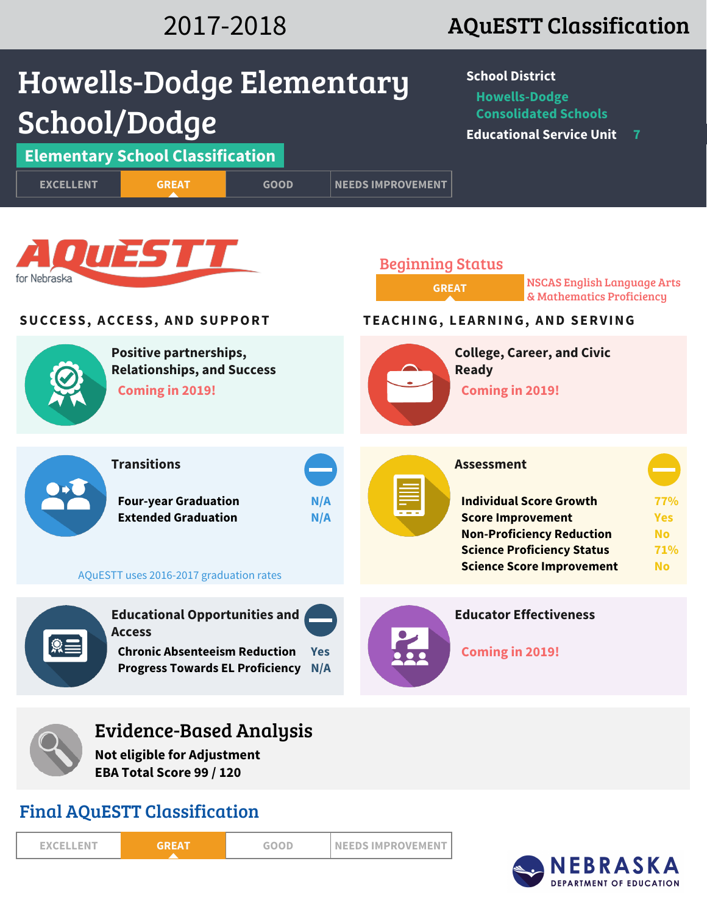2017-2018 **AQuESTT Classification**

# Howells-Dodge Elementary School/Dodge

**School District** Howells-Dodge Consolidated Schools

**Educational Service Unit** 7

## Elementary School Classification

| EXCELLENT | **GREAT** | GOOD | NEEDS IMPROVEMENT |
|---|---|---|---|

AQuESTT for Nebraska

### Beginning Status

**GREAT** — NSCAS English Language Arts & Mathematics Proficiency

## SUCCESS, ACCESS, AND SUPPORT

### Positive partnerships, Relationships, and Success

Coming in 2019!

### Transitions

| | |
|---|---|
| Four-year Graduation | N/A |
| Extended Graduation | N/A |

AQuESTT uses 2016-2017 graduation rates

### Educational Opportunities and Access

| | |
|---|---|
| Chronic Absenteeism Reduction | Yes |
| Progress Towards EL Proficiency | N/A |

## TEACHING, LEARNING, AND SERVING

### College, Career, and Civic Ready

Coming in 2019!

### Assessment

| | |
|---|---|
| Individual Score Growth | 77% |
| Score Improvement | Yes |
| Non-Proficiency Reduction | No |
| Science Proficiency Status | 71% |
| Science Score Improvement | No |

### Educator Effectiveness

Coming in 2019!

## Evidence-Based Analysis

**Not eligible for Adjustment**

**EBA Total Score 99 / 120**

## Final AQuESTT Classification

| EXCELLENT | **GREAT** | GOOD | NEEDS IMPROVEMENT |
|---|---|---|---|

NEBRASKA DEPARTMENT OF EDUCATION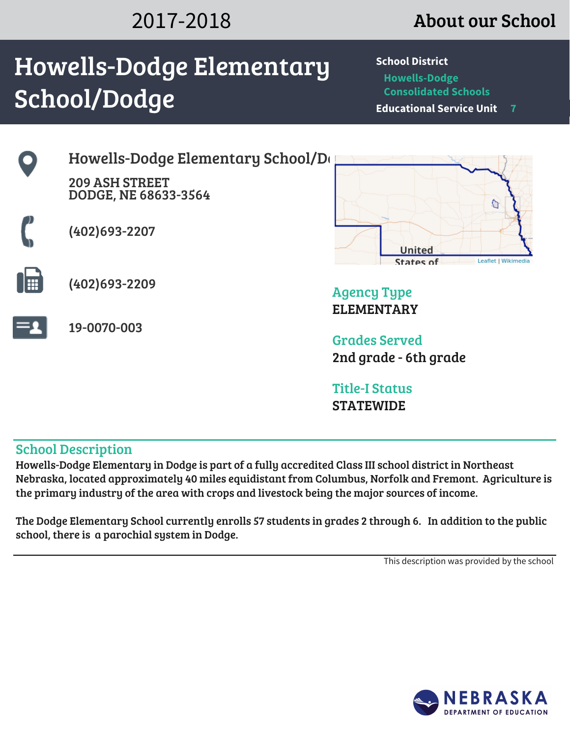2017-2018

**About our School**

# Howells-Dodge Elementary School/Dodge

**School District**
Howells-Dodge Consolidated Schools

**Educational Service Unit** 7

Howells-Dodge Elementary School/Dodge

209 ASH STREET
DODGE, NE 68633-3564

(402)693-2207

(402)693-2209

19-0070-003

United States of

Leaflet | Wikimedia

**Agency Type**
ELEMENTARY

**Grades Served**
2nd grade - 6th grade

**Title-I Status**
STATEWIDE

## School Description

Howells-Dodge Elementary in Dodge is part of a fully accredited Class III school district in Northeast Nebraska, located approximately 40 miles equidistant from Columbus, Norfolk and Fremont. Agriculture is the primary industry of the area with crops and livestock being the major sources of income.

The Dodge Elementary School currently enrolls 57 students in grades 2 through 6. In addition to the public school, there is a parochial system in Dodge.

This description was provided by the school

NEBRASKA DEPARTMENT OF EDUCATION